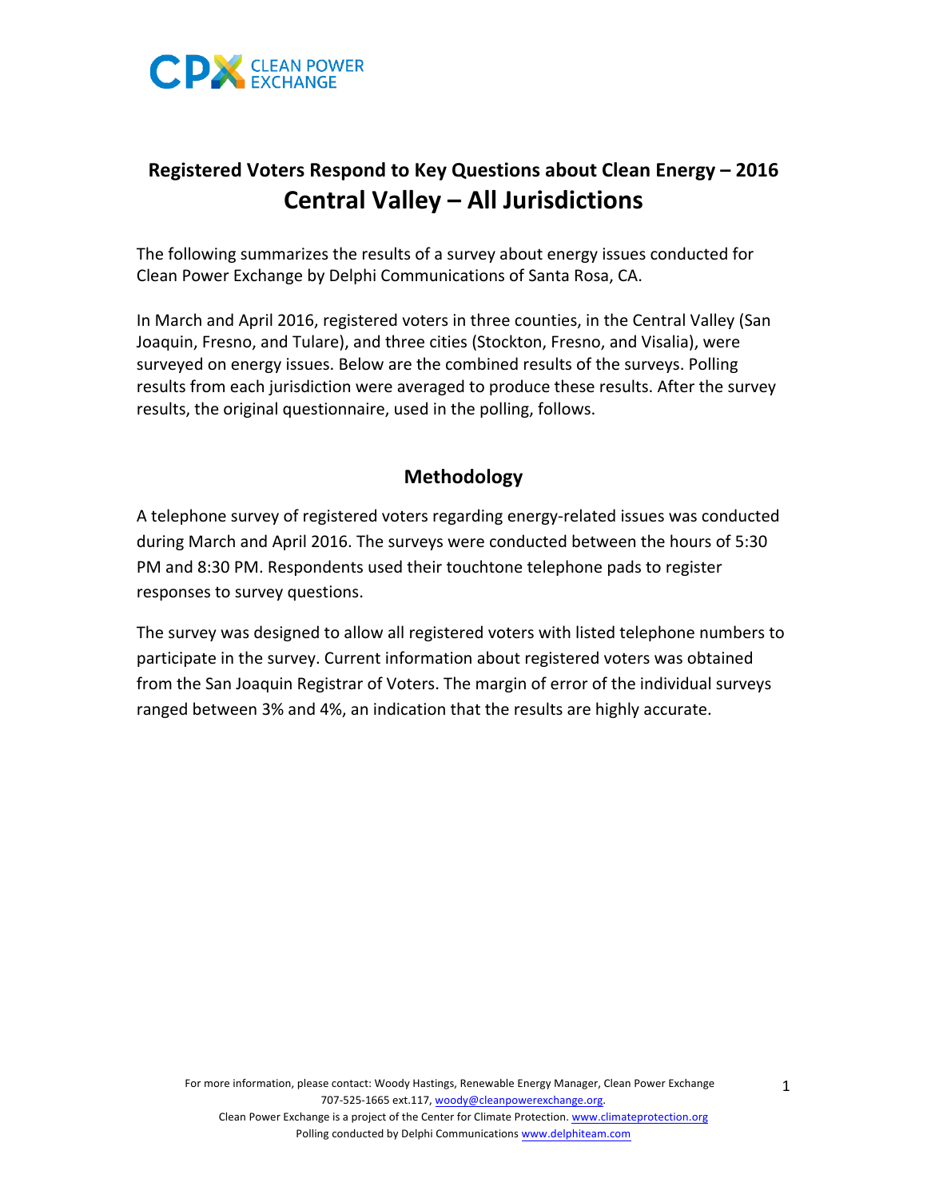CPX CLEAN POWER EXCHANGE

## Registered Voters Respond to Key Questions about Clean Energy – 2016

# Central Valley – All Jurisdictions

The following summarizes the results of a survey about energy issues conducted for Clean Power Exchange by Delphi Communications of Santa Rosa, CA.

In March and April 2016, registered voters in three counties, in the Central Valley (San Joaquin, Fresno, and Tulare), and three cities (Stockton, Fresno, and Visalia), were surveyed on energy issues. Below are the combined results of the surveys. Polling results from each jurisdiction were averaged to produce these results. After the survey results, the original questionnaire, used in the polling, follows.

## Methodology

A telephone survey of registered voters regarding energy-related issues was conducted during March and April 2016. The surveys were conducted between the hours of 5:30 PM and 8:30 PM. Respondents used their touchtone telephone pads to register responses to survey questions.

The survey was designed to allow all registered voters with listed telephone numbers to participate in the survey. Current information about registered voters was obtained from the San Joaquin Registrar of Voters. The margin of error of the individual surveys ranged between 3% and 4%, an indication that the results are highly accurate.

For more information, please contact: Woody Hastings, Renewable Energy Manager, Clean Power Exchange 707-525-1665 ext.117, woody@cleanpowerexchange.org.
Clean Power Exchange is a project of the Center for Climate Protection. www.climateprotection.org
Polling conducted by Delphi Communications www.delphiteam.com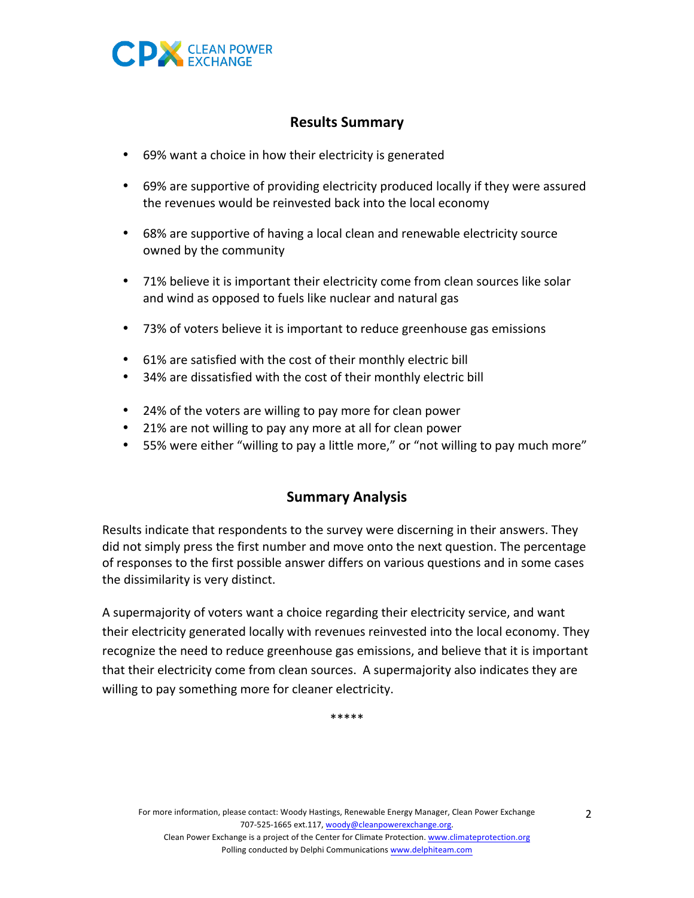## Results Summary

- 69% want a choice in how their electricity is generated
- 69% are supportive of providing electricity produced locally if they were assured the revenues would be reinvested back into the local economy
- 68% are supportive of having a local clean and renewable electricity source owned by the community
- 71% believe it is important their electricity come from clean sources like solar and wind as opposed to fuels like nuclear and natural gas
- 73% of voters believe it is important to reduce greenhouse gas emissions
- 61% are satisfied with the cost of their monthly electric bill
- 34% are dissatisfied with the cost of their monthly electric bill
- 24% of the voters are willing to pay more for clean power
- 21% are not willing to pay any more at all for clean power
- 55% were either "willing to pay a little more," or "not willing to pay much more"

## Summary Analysis

Results indicate that respondents to the survey were discerning in their answers. They did not simply press the first number and move onto the next question. The percentage of responses to the first possible answer differs on various questions and in some cases the dissimilarity is very distinct.

A supermajority of voters want a choice regarding their electricity service, and want their electricity generated locally with revenues reinvested into the local economy. They recognize the need to reduce greenhouse gas emissions, and believe that it is important that their electricity come from clean sources. A supermajority also indicates they are willing to pay something more for cleaner electricity.

*****

For more information, please contact: Woody Hastings, Renewable Energy Manager, Clean Power Exchange 707-525-1665 ext.117, woody@cleanpowerexchange.org.
Clean Power Exchange is a project of the Center for Climate Protection. www.climateprotection.org
Polling conducted by Delphi Communications www.delphiteam.com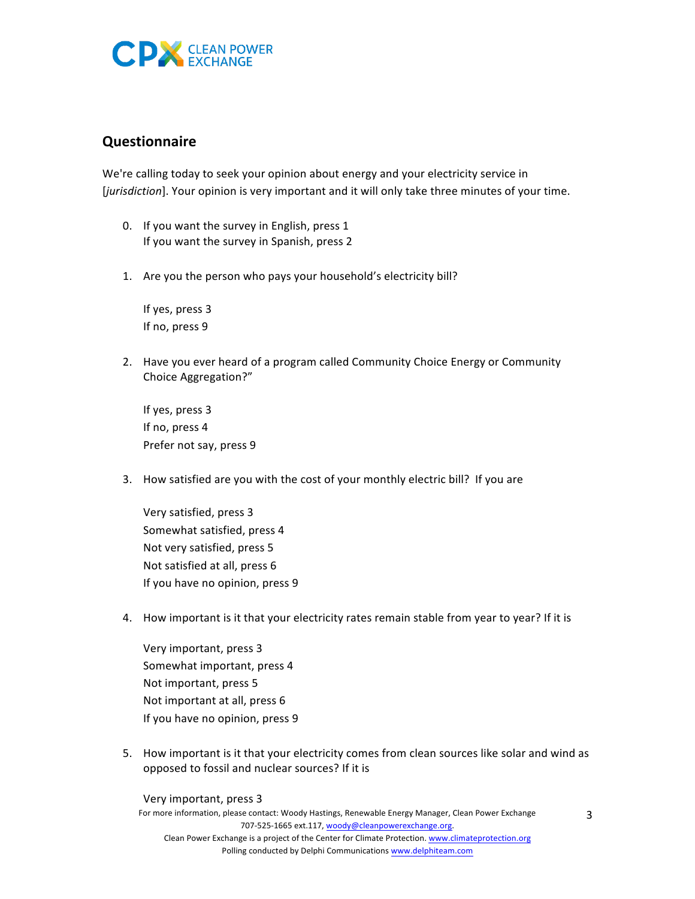## Questionnaire

We're calling today to seek your opinion about energy and your electricity service in [*jurisdiction*]. Your opinion is very important and it will only take three minutes of your time.

0. If you want the survey in English, press 1
   If you want the survey in Spanish, press 2

1. Are you the person who pays your household's electricity bill?

   If yes, press 3
   If no, press 9

2. Have you ever heard of a program called Community Choice Energy or Community Choice Aggregation?"

   If yes, press 3
   If no, press 4
   Prefer not say, press 9

3. How satisfied are you with the cost of your monthly electric bill? If you are

   Very satisfied, press 3
   Somewhat satisfied, press 4
   Not very satisfied, press 5
   Not satisfied at all, press 6
   If you have no opinion, press 9

4. How important is it that your electricity rates remain stable from year to year? If it is

   Very important, press 3
   Somewhat important, press 4
   Not important, press 5
   Not important at all, press 6
   If you have no opinion, press 9

5. How important is it that your electricity comes from clean sources like solar and wind as opposed to fossil and nuclear sources? If it is

   Very important, press 3

For more information, please contact: Woody Hastings, Renewable Energy Manager, Clean Power Exchange 707-525-1665 ext.117, woody@cleanpowerexchange.org.
Clean Power Exchange is a project of the Center for Climate Protection. www.climateprotection.org
Polling conducted by Delphi Communications www.delphiteam.com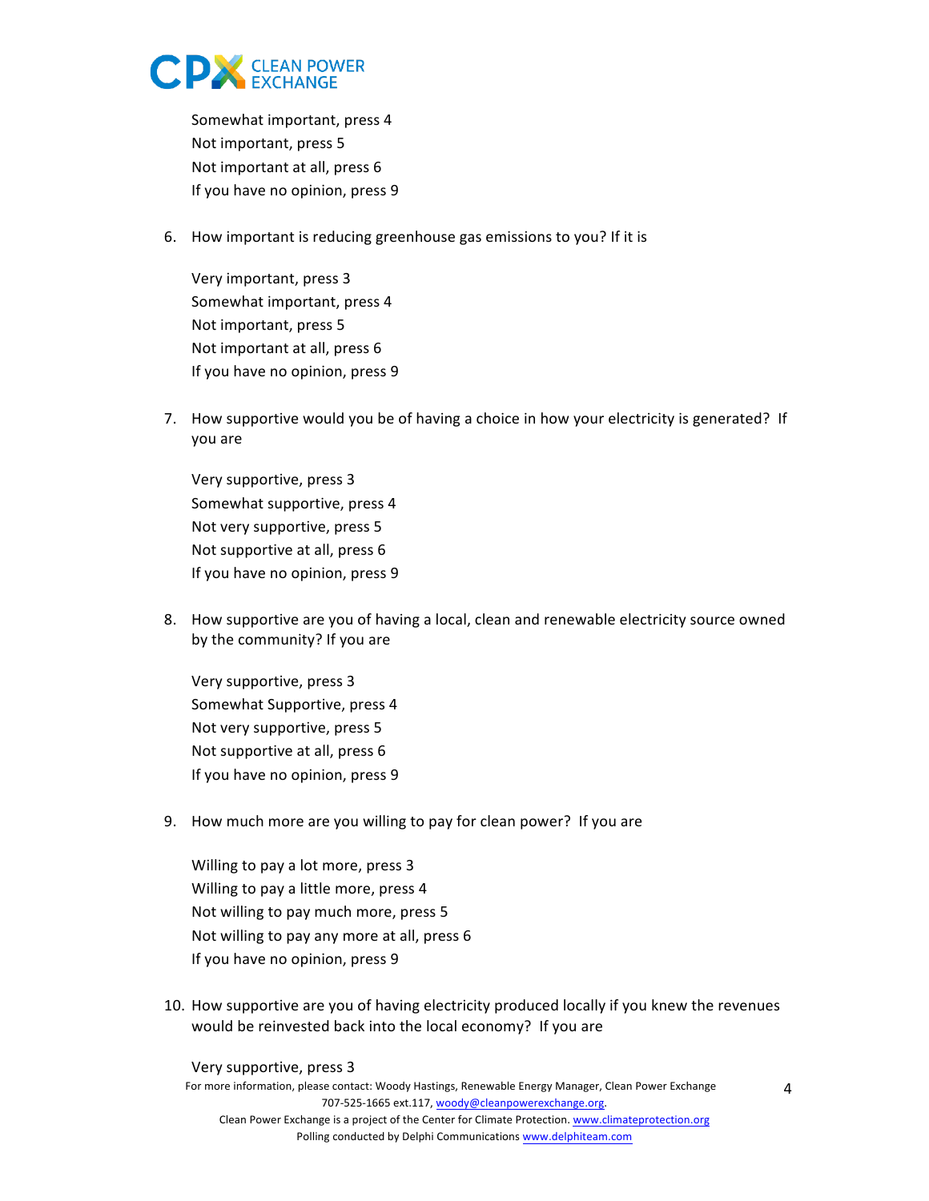Somewhat important, press 4
Not important, press 5
Not important at all, press 6
If you have no opinion, press 9

6. How important is reducing greenhouse gas emissions to you? If it is

   Very important, press 3
   Somewhat important, press 4
   Not important, press 5
   Not important at all, press 6
   If you have no opinion, press 9

7. How supportive would you be of having a choice in how your electricity is generated? If you are

   Very supportive, press 3
   Somewhat supportive, press 4
   Not very supportive, press 5
   Not supportive at all, press 6
   If you have no opinion, press 9

8. How supportive are you of having a local, clean and renewable electricity source owned by the community? If you are

   Very supportive, press 3
   Somewhat Supportive, press 4
   Not very supportive, press 5
   Not supportive at all, press 6
   If you have no opinion, press 9

9. How much more are you willing to pay for clean power? If you are

   Willing to pay a lot more, press 3
   Willing to pay a little more, press 4
   Not willing to pay much more, press 5
   Not willing to pay any more at all, press 6
   If you have no opinion, press 9

10. How supportive are you of having electricity produced locally if you knew the revenues would be reinvested back into the local economy? If you are

   Very supportive, press 3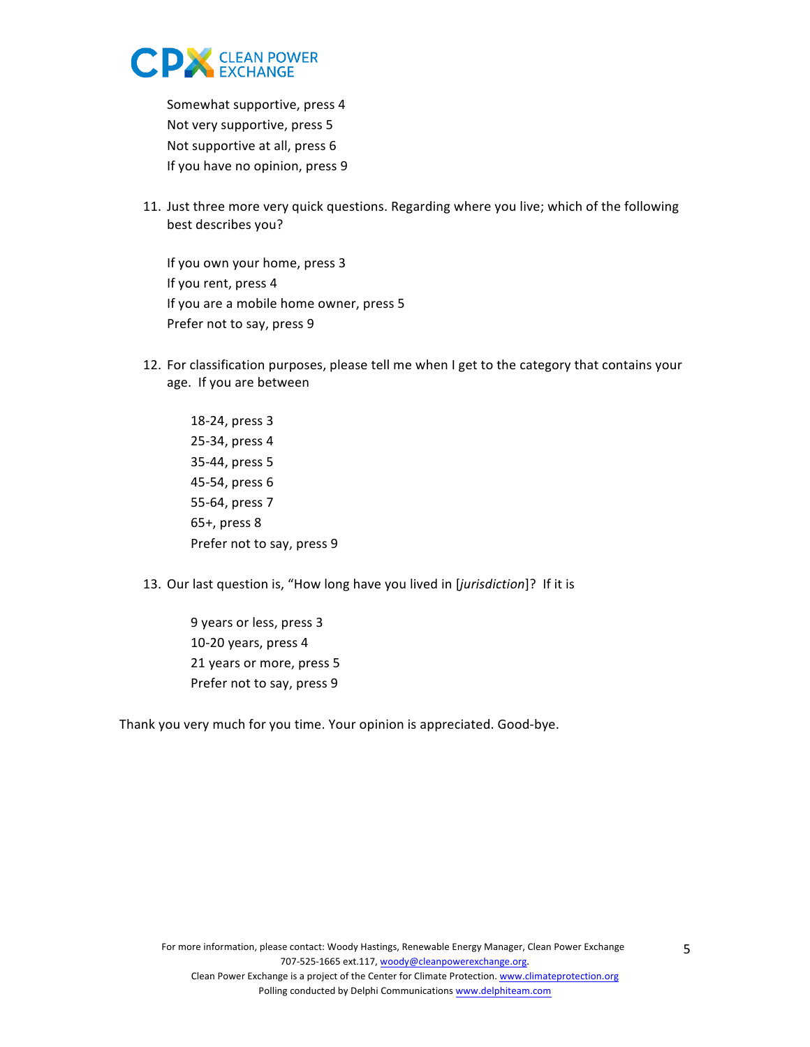Somewhat supportive, press 4
Not very supportive, press 5
Not supportive at all, press 6
If you have no opinion, press 9

11. Just three more very quick questions. Regarding where you live; which of the following best describes you?

    If you own your home, press 3
    If you rent, press 4
    If you are a mobile home owner, press 5
    Prefer not to say, press 9

12. For classification purposes, please tell me when I get to the category that contains your age. If you are between

    - 18-24, press 3
    - 25-34, press 4
    - 35-44, press 5
    - 45-54, press 6
    - 55-64, press 7
    - 65+, press 8
    - Prefer not to say, press 9

13. Our last question is, "How long have you lived in [*jurisdiction*]? If it is

    - 9 years or less, press 3
    - 10-20 years, press 4
    - 21 years or more, press 5
    - Prefer not to say, press 9

Thank you very much for you time. Your opinion is appreciated. Good-bye.

For more information, please contact: Woody Hastings, Renewable Energy Manager, Clean Power Exchange 707-525-1665 ext.117, woody@cleanpowerexchange.org.
Clean Power Exchange is a project of the Center for Climate Protection. www.climateprotection.org
Polling conducted by Delphi Communications www.delphiteam.com